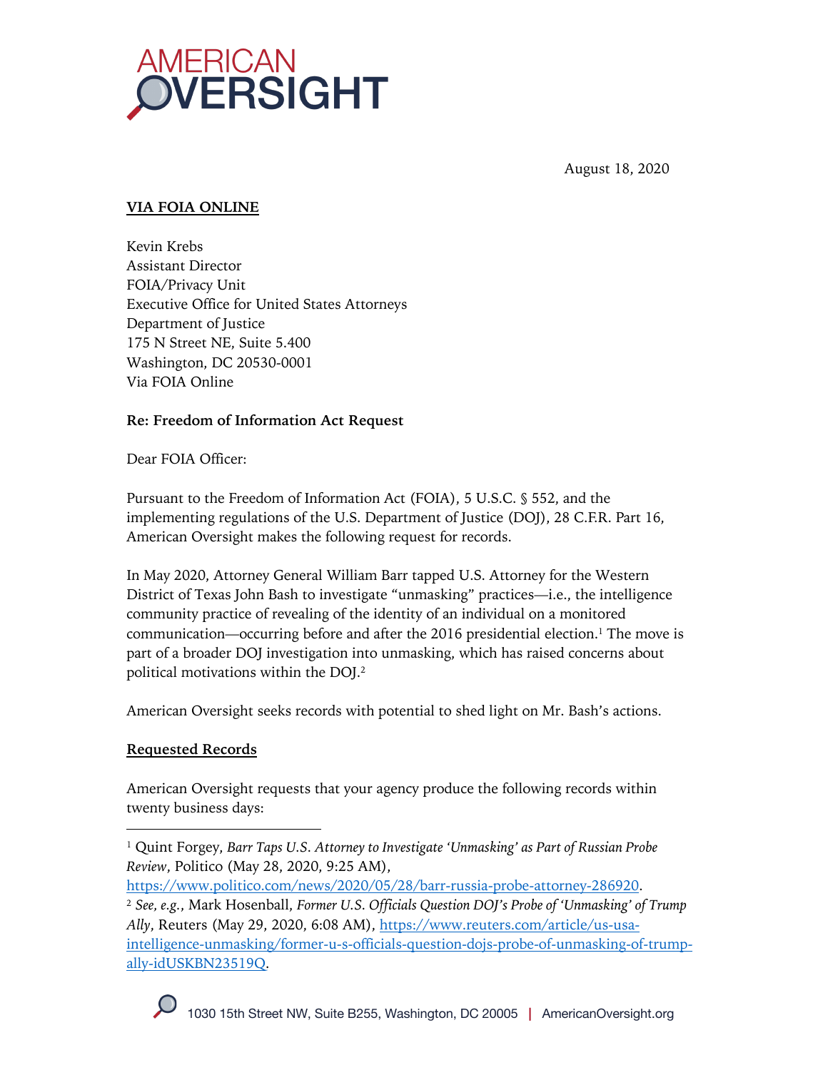AMERICAN OVERSIGHT

August 18, 2020

**VIA FOIA ONLINE**

Kevin Krebs
Assistant Director
FOIA/Privacy Unit
Executive Office for United States Attorneys
Department of Justice
175 N Street NE, Suite 5.400
Washington, DC 20530-0001
Via FOIA Online

**Re: Freedom of Information Act Request**

Dear FOIA Officer:

Pursuant to the Freedom of Information Act (FOIA), 5 U.S.C. § 552, and the implementing regulations of the U.S. Department of Justice (DOJ), 28 C.F.R. Part 16, American Oversight makes the following request for records.

In May 2020, Attorney General William Barr tapped U.S. Attorney for the Western District of Texas John Bash to investigate "unmasking" practices—i.e., the intelligence community practice of revealing of the identity of an individual on a monitored communication—occurring before and after the 2016 presidential election.[1] The move is part of a broader DOJ investigation into unmasking, which has raised concerns about political motivations within the DOJ.[2]

American Oversight seeks records with potential to shed light on Mr. Bash's actions.

**Requested Records**

American Oversight requests that your agency produce the following records within twenty business days:

[1] Quint Forgey, *Barr Taps U.S. Attorney to Investigate 'Unmasking' as Part of Russian Probe Review*, Politico (May 28, 2020, 9:25 AM), https://www.politico.com/news/2020/05/28/barr-russia-probe-attorney-286920.

[2] *See, e.g.*, Mark Hosenball, *Former U.S. Officials Question DOJ's Probe of 'Unmasking' of Trump Ally*, Reuters (May 29, 2020, 6:08 AM), https://www.reuters.com/article/us-usa-intelligence-unmasking/former-u-s-officials-question-dojs-probe-of-unmasking-of-trump-ally-idUSKBN23519Q.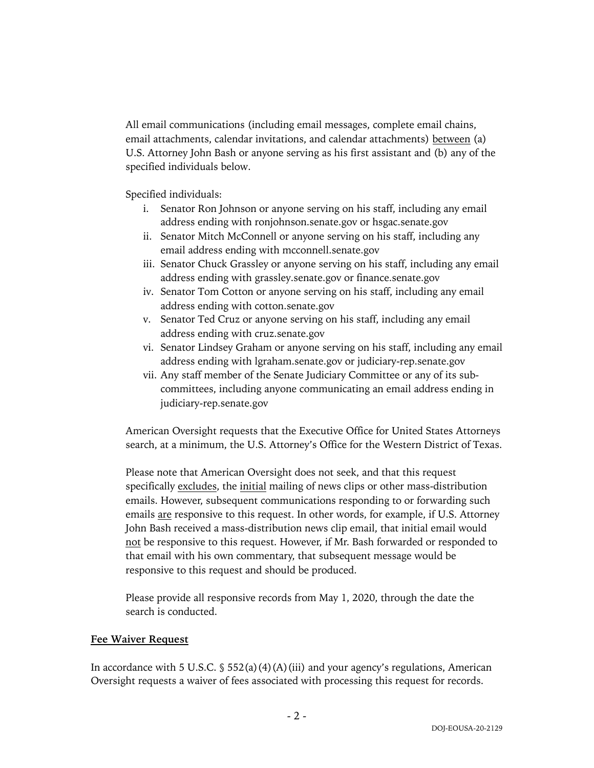All email communications (including email messages, complete email chains, email attachments, calendar invitations, and calendar attachments) <u>between</u> (a) U.S. Attorney John Bash or anyone serving as his first assistant and (b) any of the specified individuals below.

Specified individuals:

i. Senator Ron Johnson or anyone serving on his staff, including any email address ending with ronjohnson.senate.gov or hsgac.senate.gov
ii. Senator Mitch McConnell or anyone serving on his staff, including any email address ending with mcconnell.senate.gov
iii. Senator Chuck Grassley or anyone serving on his staff, including any email address ending with grassley.senate.gov or finance.senate.gov
iv. Senator Tom Cotton or anyone serving on his staff, including any email address ending with cotton.senate.gov
v. Senator Ted Cruz or anyone serving on his staff, including any email address ending with cruz.senate.gov
vi. Senator Lindsey Graham or anyone serving on his staff, including any email address ending with lgraham.senate.gov or judiciary-rep.senate.gov
vii. Any staff member of the Senate Judiciary Committee or any of its sub-committees, including anyone communicating an email address ending in judiciary-rep.senate.gov

American Oversight requests that the Executive Office for United States Attorneys search, at a minimum, the U.S. Attorney's Office for the Western District of Texas.

Please note that American Oversight does not seek, and that this request specifically <u>excludes</u>, the <u>initial</u> mailing of news clips or other mass-distribution emails. However, subsequent communications responding to or forwarding such emails <u>are</u> responsive to this request. In other words, for example, if U.S. Attorney John Bash received a mass-distribution news clip email, that initial email would <u>not</u> be responsive to this request. However, if Mr. Bash forwarded or responded to that email with his own commentary, that subsequent message would be responsive to this request and should be produced.

Please provide all responsive records from May 1, 2020, through the date the search is conducted.

**<u>Fee Waiver Request</u>**

In accordance with 5 U.S.C. § 552(a)(4)(A)(iii) and your agency's regulations, American Oversight requests a waiver of fees associated with processing this request for records.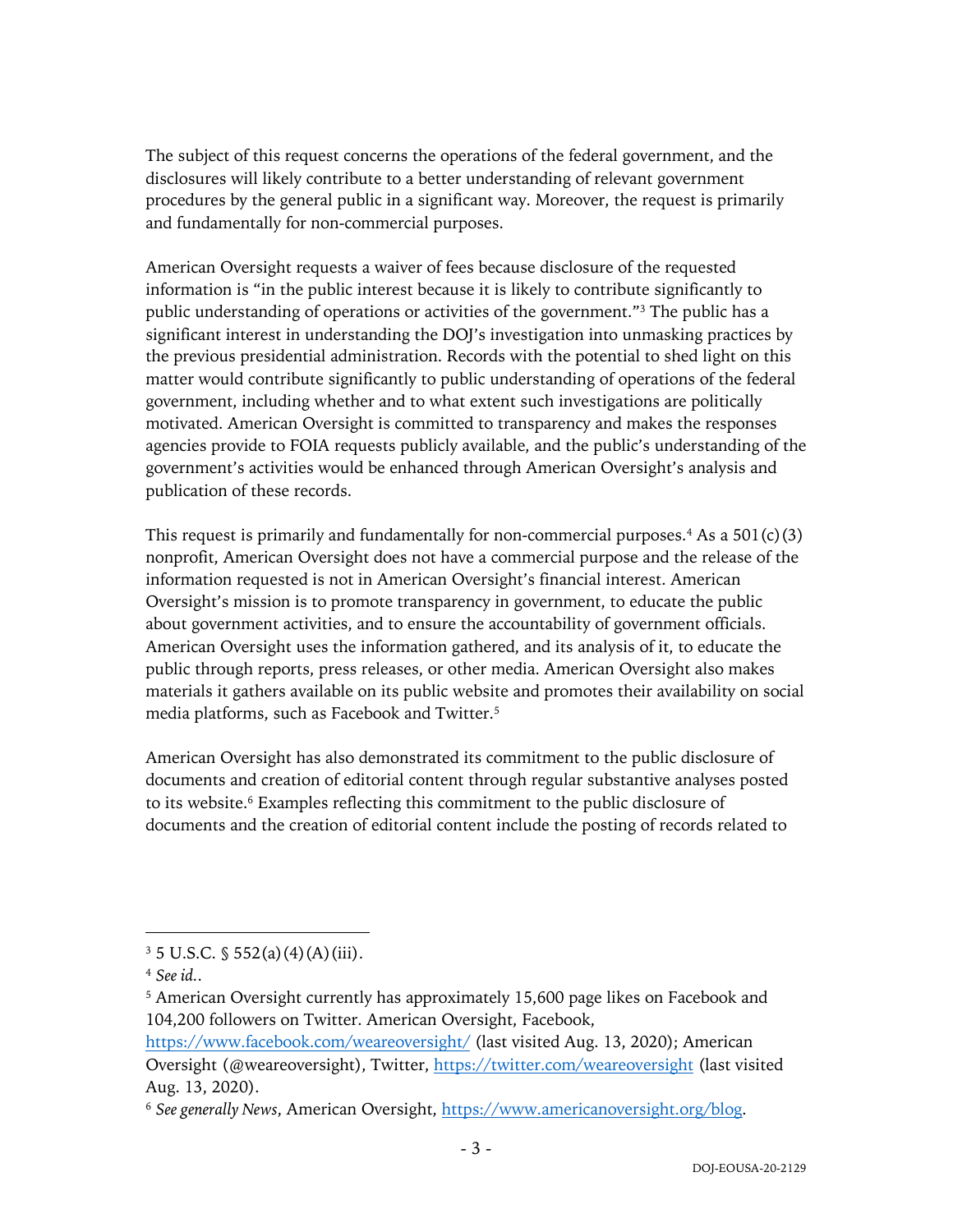The subject of this request concerns the operations of the federal government, and the disclosures will likely contribute to a better understanding of relevant government procedures by the general public in a significant way. Moreover, the request is primarily and fundamentally for non-commercial purposes.

American Oversight requests a waiver of fees because disclosure of the requested information is "in the public interest because it is likely to contribute significantly to public understanding of operations or activities of the government."[3] The public has a significant interest in understanding the DOJ's investigation into unmasking practices by the previous presidential administration. Records with the potential to shed light on this matter would contribute significantly to public understanding of operations of the federal government, including whether and to what extent such investigations are politically motivated. American Oversight is committed to transparency and makes the responses agencies provide to FOIA requests publicly available, and the public's understanding of the government's activities would be enhanced through American Oversight's analysis and publication of these records.

This request is primarily and fundamentally for non-commercial purposes.[4] As a 501(c)(3) nonprofit, American Oversight does not have a commercial purpose and the release of the information requested is not in American Oversight's financial interest. American Oversight's mission is to promote transparency in government, to educate the public about government activities, and to ensure the accountability of government officials. American Oversight uses the information gathered, and its analysis of it, to educate the public through reports, press releases, or other media. American Oversight also makes materials it gathers available on its public website and promotes their availability on social media platforms, such as Facebook and Twitter.[5]

American Oversight has also demonstrated its commitment to the public disclosure of documents and creation of editorial content through regular substantive analyses posted to its website.[6] Examples reflecting this commitment to the public disclosure of documents and the creation of editorial content include the posting of records related to

---

[3] 5 U.S.C. § 552(a)(4)(A)(iii).

[4] *See id.*.

[5] American Oversight currently has approximately 15,600 page likes on Facebook and 104,200 followers on Twitter. American Oversight, Facebook, https://www.facebook.com/weareoversight/ (last visited Aug. 13, 2020); American Oversight (@weareoversight), Twitter, https://twitter.com/weareoversight (last visited Aug. 13, 2020).

[6] *See generally News*, American Oversight, https://www.americanoversight.org/blog.

DOJ-EOUSA-20-2129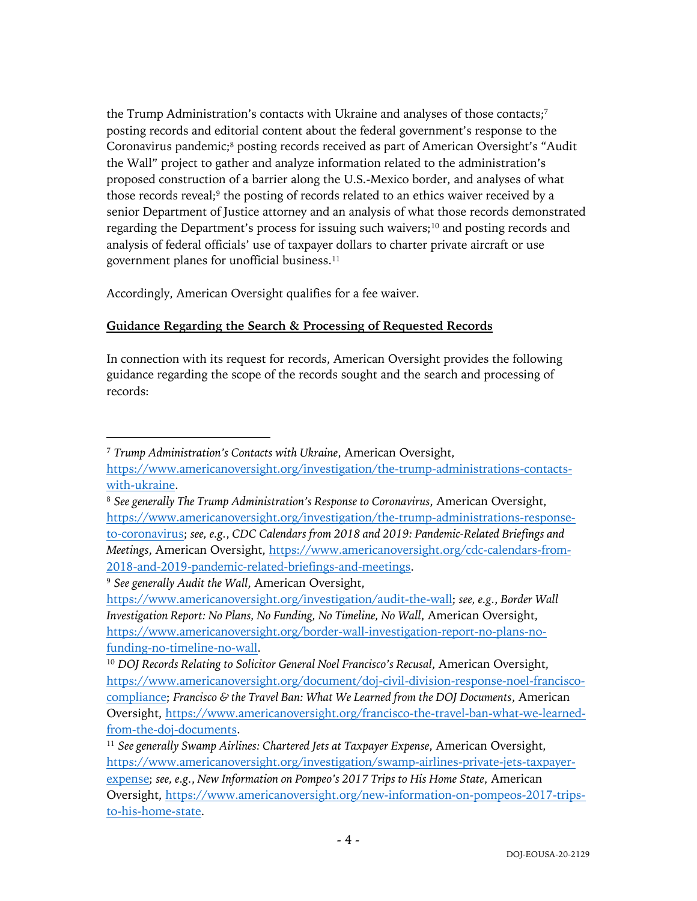the Trump Administration's contacts with Ukraine and analyses of those contacts;[7] posting records and editorial content about the federal government's response to the Coronavirus pandemic;[8] posting records received as part of American Oversight's "Audit the Wall" project to gather and analyze information related to the administration's proposed construction of a barrier along the U.S.-Mexico border, and analyses of what those records reveal;[9] the posting of records related to an ethics waiver received by a senior Department of Justice attorney and an analysis of what those records demonstrated regarding the Department's process for issuing such waivers;[10] and posting records and analysis of federal officials' use of taxpayer dollars to charter private aircraft or use government planes for unofficial business.[11]

Accordingly, American Oversight qualifies for a fee waiver.

**Guidance Regarding the Search & Processing of Requested Records**

In connection with its request for records, American Oversight provides the following guidance regarding the scope of the records sought and the search and processing of records:

---

[7] *Trump Administration's Contacts with Ukraine*, American Oversight, https://www.americanoversight.org/investigation/the-trump-administrations-contacts-with-ukraine.

[8] *See generally The Trump Administration's Response to Coronavirus*, American Oversight, https://www.americanoversight.org/investigation/the-trump-administrations-response-to-coronavirus; *see, e.g.*, *CDC Calendars from 2018 and 2019: Pandemic-Related Briefings and Meetings*, American Oversight, https://www.americanoversight.org/cdc-calendars-from-2018-and-2019-pandemic-related-briefings-and-meetings.

[9] *See generally Audit the Wall*, American Oversight, https://www.americanoversight.org/investigation/audit-the-wall; *see, e.g.*, *Border Wall Investigation Report: No Plans, No Funding, No Timeline, No Wall*, American Oversight, https://www.americanoversight.org/border-wall-investigation-report-no-plans-no-funding-no-timeline-no-wall.

[10] *DOJ Records Relating to Solicitor General Noel Francisco's Recusal*, American Oversight, https://www.americanoversight.org/document/doj-civil-division-response-noel-francisco-compliance; *Francisco & the Travel Ban: What We Learned from the DOJ Documents*, American Oversight, https://www.americanoversight.org/francisco-the-travel-ban-what-we-learned-from-the-doj-documents.

[11] *See generally Swamp Airlines: Chartered Jets at Taxpayer Expense*, American Oversight, https://www.americanoversight.org/investigation/swamp-airlines-private-jets-taxpayer-expense; *see, e.g.*, *New Information on Pompeo's 2017 Trips to His Home State*, American Oversight, https://www.americanoversight.org/new-information-on-pompeos-2017-trips-to-his-home-state.

DOJ-EOUSA-20-2129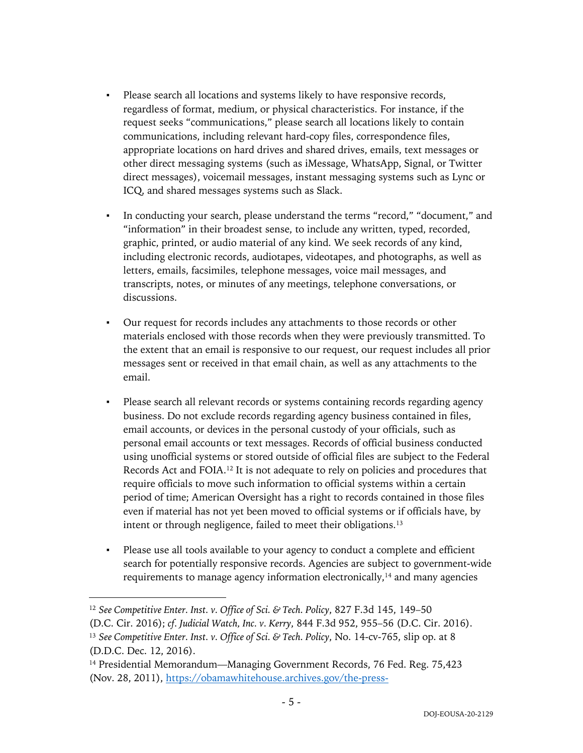- Please search all locations and systems likely to have responsive records, regardless of format, medium, or physical characteristics. For instance, if the request seeks "communications," please search all locations likely to contain communications, including relevant hard-copy files, correspondence files, appropriate locations on hard drives and shared drives, emails, text messages or other direct messaging systems (such as iMessage, WhatsApp, Signal, or Twitter direct messages), voicemail messages, instant messaging systems such as Lync or ICQ, and shared messages systems such as Slack.

- In conducting your search, please understand the terms "record," "document," and "information" in their broadest sense, to include any written, typed, recorded, graphic, printed, or audio material of any kind. We seek records of any kind, including electronic records, audiotapes, videotapes, and photographs, as well as letters, emails, facsimiles, telephone messages, voice mail messages, and transcripts, notes, or minutes of any meetings, telephone conversations, or discussions.

- Our request for records includes any attachments to those records or other materials enclosed with those records when they were previously transmitted. To the extent that an email is responsive to our request, our request includes all prior messages sent or received in that email chain, as well as any attachments to the email.

- Please search all relevant records or systems containing records regarding agency business. Do not exclude records regarding agency business contained in files, email accounts, or devices in the personal custody of your officials, such as personal email accounts or text messages. Records of official business conducted using unofficial systems or stored outside of official files are subject to the Federal Records Act and FOIA.[12] It is not adequate to rely on policies and procedures that require officials to move such information to official systems within a certain period of time; American Oversight has a right to records contained in those files even if material has not yet been moved to official systems or if officials have, by intent or through negligence, failed to meet their obligations.[13]

- Please use all tools available to your agency to conduct a complete and efficient search for potentially responsive records. Agencies are subject to government-wide requirements to manage agency information electronically,[14] and many agencies

---

[12] *See Competitive Enter. Inst. v. Office of Sci. & Tech. Policy*, 827 F.3d 145, 149–50 (D.C. Cir. 2016); *cf. Judicial Watch, Inc. v. Kerry*, 844 F.3d 952, 955–56 (D.C. Cir. 2016).

[13] *See Competitive Enter. Inst. v. Office of Sci. & Tech. Policy*, No. 14-cv-765, slip op. at 8 (D.D.C. Dec. 12, 2016).

[14] Presidential Memorandum—Managing Government Records, 76 Fed. Reg. 75,423 (Nov. 28, 2011), https://obamawhitehouse.archives.gov/the-press-

DOJ-EOUSA-20-2129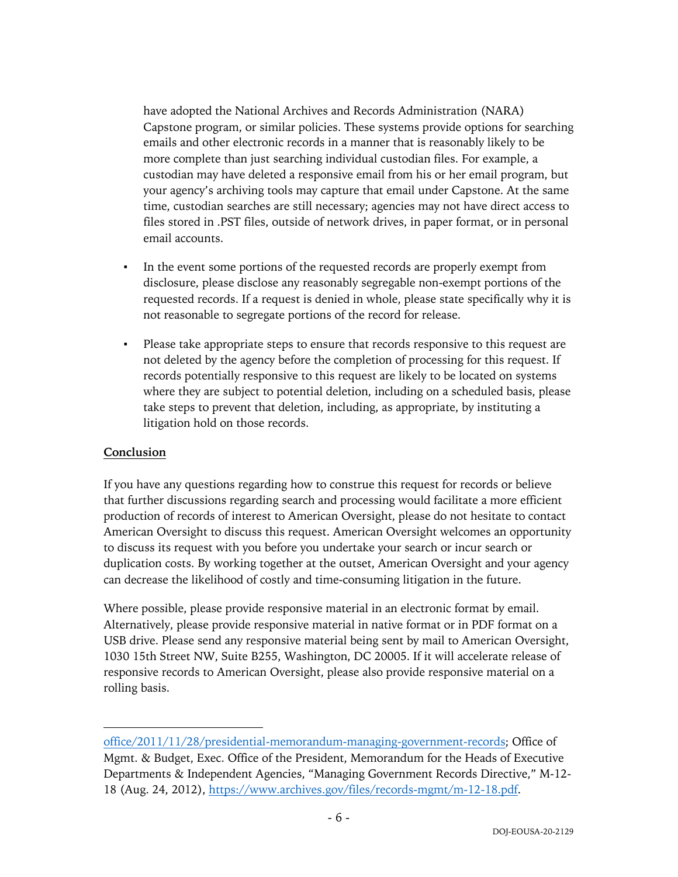have adopted the National Archives and Records Administration (NARA) Capstone program, or similar policies. These systems provide options for searching emails and other electronic records in a manner that is reasonably likely to be more complete than just searching individual custodian files. For example, a custodian may have deleted a responsive email from his or her email program, but your agency's archiving tools may capture that email under Capstone. At the same time, custodian searches are still necessary; agencies may not have direct access to files stored in .PST files, outside of network drives, in paper format, or in personal email accounts.

- In the event some portions of the requested records are properly exempt from disclosure, please disclose any reasonably segregable non-exempt portions of the requested records. If a request is denied in whole, please state specifically why it is not reasonable to segregate portions of the record for release.

- Please take appropriate steps to ensure that records responsive to this request are not deleted by the agency before the completion of processing for this request. If records potentially responsive to this request are likely to be located on systems where they are subject to potential deletion, including on a scheduled basis, please take steps to prevent that deletion, including, as appropriate, by instituting a litigation hold on those records.

**Conclusion**

If you have any questions regarding how to construe this request for records or believe that further discussions regarding search and processing would facilitate a more efficient production of records of interest to American Oversight, please do not hesitate to contact American Oversight to discuss this request. American Oversight welcomes an opportunity to discuss its request with you before you undertake your search or incur search or duplication costs. By working together at the outset, American Oversight and your agency can decrease the likelihood of costly and time-consuming litigation in the future.

Where possible, please provide responsive material in an electronic format by email. Alternatively, please provide responsive material in native format or in PDF format on a USB drive. Please send any responsive material being sent by mail to American Oversight, 1030 15th Street NW, Suite B255, Washington, DC 20005. If it will accelerate release of responsive records to American Oversight, please also provide responsive material on a rolling basis.

---

office/2011/11/28/presidential-memorandum-managing-government-records; Office of Mgmt. & Budget, Exec. Office of the President, Memorandum for the Heads of Executive Departments & Independent Agencies, "Managing Government Records Directive," M-12-18 (Aug. 24, 2012), https://www.archives.gov/files/records-mgmt/m-12-18.pdf.

DOJ-EOUSA-20-2129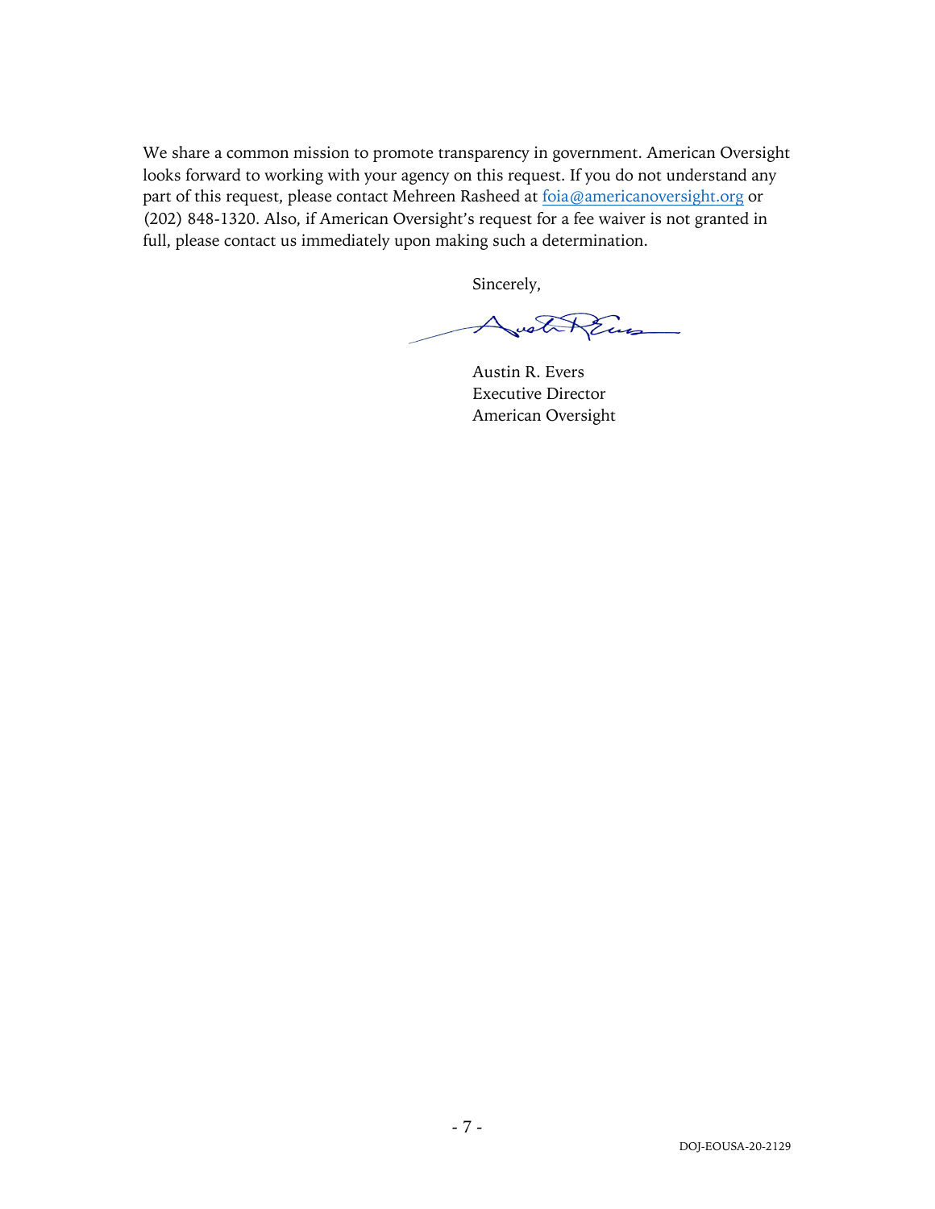We share a common mission to promote transparency in government. American Oversight looks forward to working with your agency on this request. If you do not understand any part of this request, please contact Mehreen Rasheed at foia@americanoversight.org or (202) 848-1320. Also, if American Oversight's request for a fee waiver is not granted in full, please contact us immediately upon making such a determination.

Sincerely,

Austin R. Evers
Executive Director
American Oversight

DOJ-EOUSA-20-2129